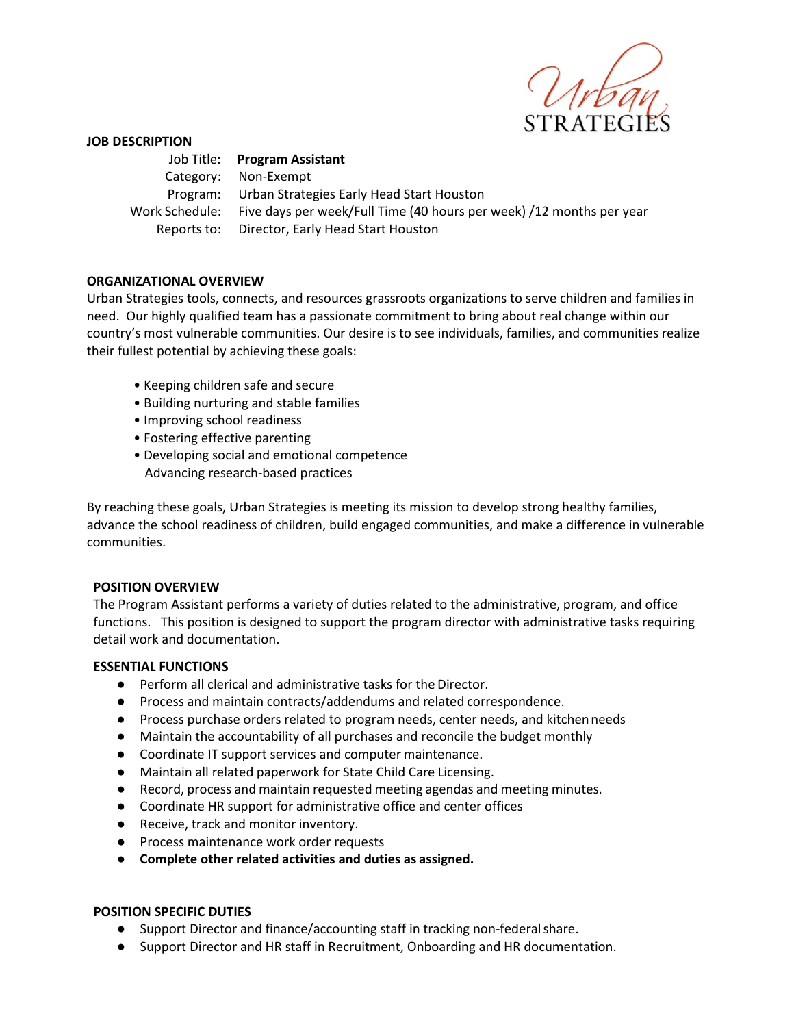Urban STRATEGIES

**JOB DESCRIPTION**

Job Title: **Program Assistant**
Category: Non-Exempt
Program: Urban Strategies Early Head Start Houston
Work Schedule: Five days per week/Full Time (40 hours per week) /12 months per year
Reports to: Director, Early Head Start Houston

**ORGANIZATIONAL OVERVIEW**

Urban Strategies tools, connects, and resources grassroots organizations to serve children and families in need. Our highly qualified team has a passionate commitment to bring about real change within our country's most vulnerable communities. Our desire is to see individuals, families, and communities realize their fullest potential by achieving these goals:

- Keeping children safe and secure
- Building nurturing and stable families
- Improving school readiness
- Fostering effective parenting
- Developing social and emotional competence
  Advancing research-based practices

By reaching these goals, Urban Strategies is meeting its mission to develop strong healthy families, advance the school readiness of children, build engaged communities, and make a difference in vulnerable communities.

**POSITION OVERVIEW**

The Program Assistant performs a variety of duties related to the administrative, program, and office functions. This position is designed to support the program director with administrative tasks requiring detail work and documentation.

**ESSENTIAL FUNCTIONS**

- Perform all clerical and administrative tasks for the Director.
- Process and maintain contracts/addendums and related correspondence.
- Process purchase orders related to program needs, center needs, and kitchen needs
- Maintain the accountability of all purchases and reconcile the budget monthly
- Coordinate IT support services and computer maintenance.
- Maintain all related paperwork for State Child Care Licensing.
- Record, process and maintain requested meeting agendas and meeting minutes.
- Coordinate HR support for administrative office and center offices
- Receive, track and monitor inventory.
- Process maintenance work order requests
- **Complete other related activities and duties as assigned.**

**POSITION SPECIFIC DUTIES**

- Support Director and finance/accounting staff in tracking non-federal share.
- Support Director and HR staff in Recruitment, Onboarding and HR documentation.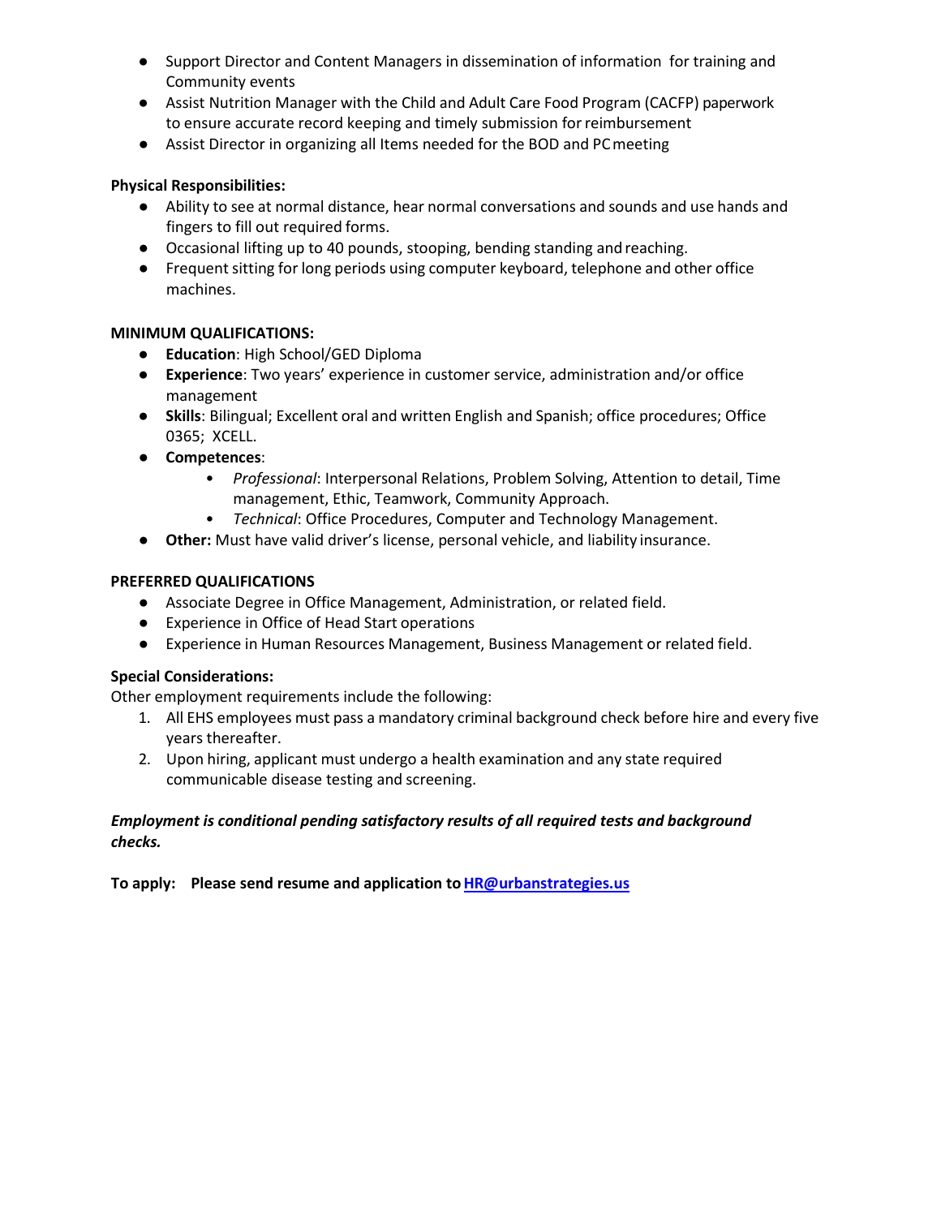- Support Director and Content Managers in dissemination of information for training and Community events
- Assist Nutrition Manager with the Child and Adult Care Food Program (CACFP) paperwork to ensure accurate record keeping and timely submission for reimbursement
- Assist Director in organizing all Items needed for the BOD and PC meeting

**Physical Responsibilities:**

- Ability to see at normal distance, hear normal conversations and sounds and use hands and fingers to fill out required forms.
- Occasional lifting up to 40 pounds, stooping, bending standing and reaching.
- Frequent sitting for long periods using computer keyboard, telephone and other office machines.

**MINIMUM QUALIFICATIONS:**

- **Education**: High School/GED Diploma
- **Experience**: Two years' experience in customer service, administration and/or office management
- **Skills**: Bilingual; Excellent oral and written English and Spanish; office procedures; Office 0365; XCELL.
- **Competences**:
  - *Professional*: Interpersonal Relations, Problem Solving, Attention to detail, Time management, Ethic, Teamwork, Community Approach.
  - *Technical*: Office Procedures, Computer and Technology Management.
- **Other:** Must have valid driver's license, personal vehicle, and liability insurance.

**PREFERRED QUALIFICATIONS**

- Associate Degree in Office Management, Administration, or related field.
- Experience in Office of Head Start operations
- Experience in Human Resources Management, Business Management or related field.

**Special Considerations:**

Other employment requirements include the following:

1. All EHS employees must pass a mandatory criminal background check before hire and every five years thereafter.
2. Upon hiring, applicant must undergo a health examination and any state required communicable disease testing and screening.

***Employment is conditional pending satisfactory results of all required tests and background checks.***

**To apply: Please send resume and application to [HR@urbanstrategies.us](mailto:HR@urbanstrategies.us)**